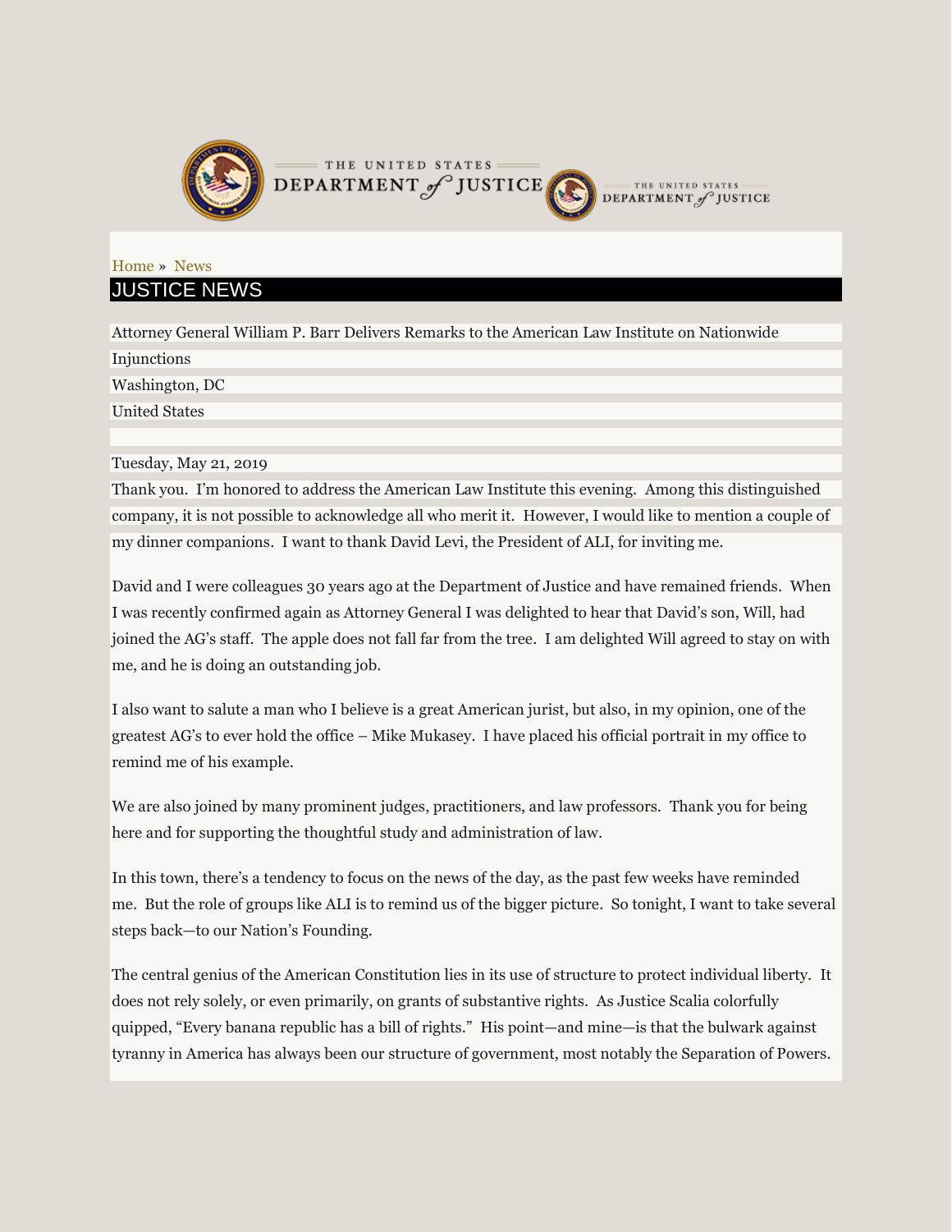THE UNITED STATES DEPARTMENT of JUSTICE

Home » News

# JUSTICE NEWS

Attorney General William P. Barr Delivers Remarks to the American Law Institute on Nationwide Injunctions

Washington, DC

United States

Tuesday, May 21, 2019

Thank you. I'm honored to address the American Law Institute this evening. Among this distinguished company, it is not possible to acknowledge all who merit it. However, I would like to mention a couple of my dinner companions. I want to thank David Levi, the President of ALI, for inviting me.

David and I were colleagues 30 years ago at the Department of Justice and have remained friends. When I was recently confirmed again as Attorney General I was delighted to hear that David's son, Will, had joined the AG's staff. The apple does not fall far from the tree. I am delighted Will agreed to stay on with me, and he is doing an outstanding job.

I also want to salute a man who I believe is a great American jurist, but also, in my opinion, one of the greatest AG's to ever hold the office – Mike Mukasey. I have placed his official portrait in my office to remind me of his example.

We are also joined by many prominent judges, practitioners, and law professors. Thank you for being here and for supporting the thoughtful study and administration of law.

In this town, there's a tendency to focus on the news of the day, as the past few weeks have reminded me. But the role of groups like ALI is to remind us of the bigger picture. So tonight, I want to take several steps back—to our Nation's Founding.

The central genius of the American Constitution lies in its use of structure to protect individual liberty. It does not rely solely, or even primarily, on grants of substantive rights. As Justice Scalia colorfully quipped, "Every banana republic has a bill of rights." His point—and mine—is that the bulwark against tyranny in America has always been our structure of government, most notably the Separation of Powers.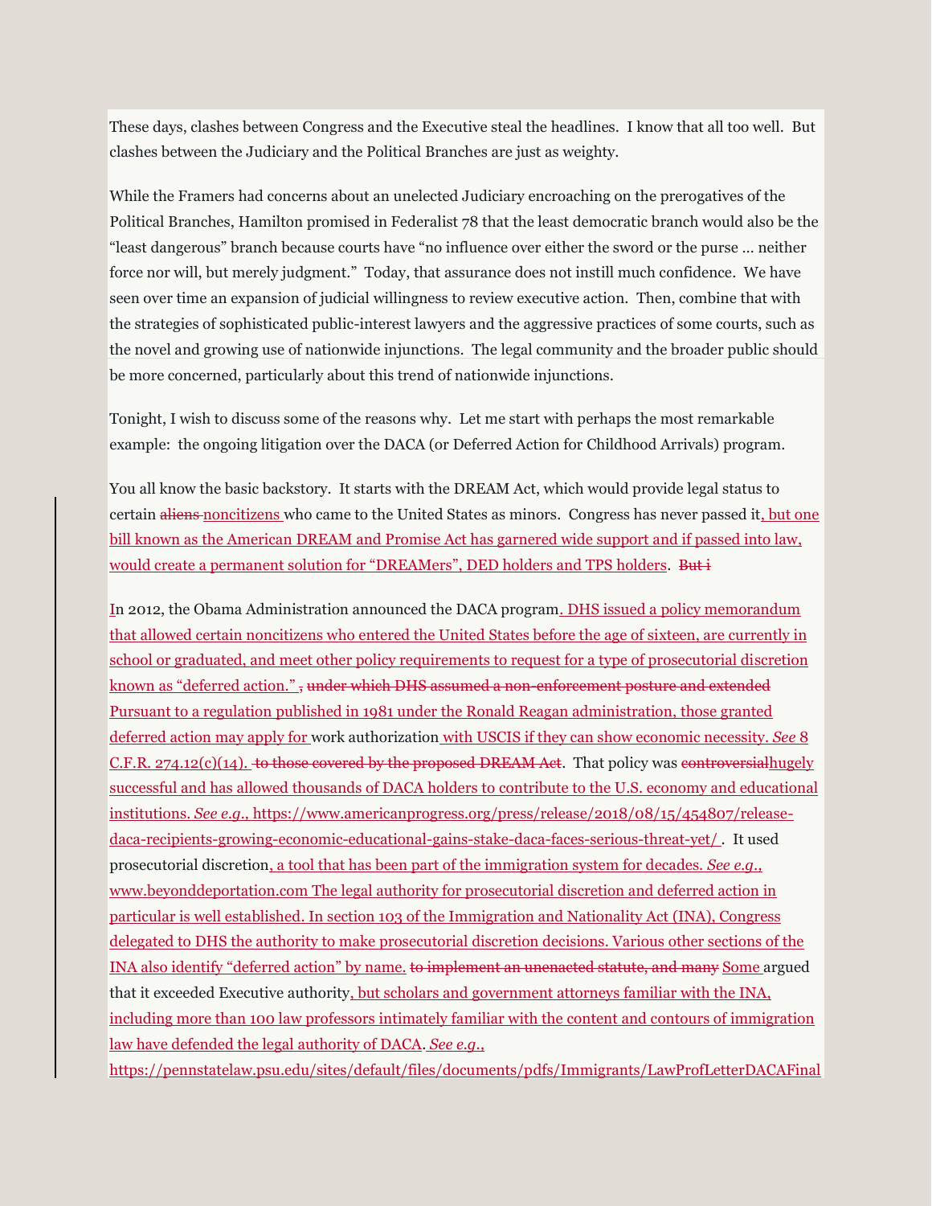These days, clashes between Congress and the Executive steal the headlines. I know that all too well. But clashes between the Judiciary and the Political Branches are just as weighty.

While the Framers had concerns about an unelected Judiciary encroaching on the prerogatives of the Political Branches, Hamilton promised in Federalist 78 that the least democratic branch would also be the "least dangerous" branch because courts have "no influence over either the sword or the purse … neither force nor will, but merely judgment." Today, that assurance does not instill much confidence. We have seen over time an expansion of judicial willingness to review executive action. Then, combine that with the strategies of sophisticated public-interest lawyers and the aggressive practices of some courts, such as the novel and growing use of nationwide injunctions. The legal community and the broader public should be more concerned, particularly about this trend of nationwide injunctions.

Tonight, I wish to discuss some of the reasons why. Let me start with perhaps the most remarkable example: the ongoing litigation over the DACA (or Deferred Action for Childhood Arrivals) program.

You all know the basic backstory. It starts with the DREAM Act, which would provide legal status to certain ~~aliens~~ noncitizens who came to the United States as minors. Congress has never passed it, but one bill known as the American DREAM and Promise Act has garnered wide support and if passed into law, would create a permanent solution for "DREAMers", DED holders and TPS holders. ~~But i~~

In 2012, the Obama Administration announced the DACA program. DHS issued a policy memorandum that allowed certain noncitizens who entered the United States before the age of sixteen, are currently in school or graduated, and meet other policy requirements to request for a type of prosecutorial discretion known as "deferred action." ~~,~~ ~~under which DHS assumed a non-enforcement posture and extended~~ Pursuant to a regulation published in 1981 under the Ronald Reagan administration, those granted deferred action may apply for work authorization with USCIS if they can show economic necessity. *See* 8 C.F.R. 274.12(c)(14). ~~to those covered by the proposed DREAM Act~~. That policy was ~~controversial~~hugely successful and has allowed thousands of DACA holders to contribute to the U.S. economy and educational institutions. *See e.g.*, https://www.americanprogress.org/press/release/2018/08/15/454807/release-daca-recipients-growing-economic-educational-gains-stake-daca-faces-serious-threat-yet/ . It used prosecutorial discretion, a tool that has been part of the immigration system for decades. *See e.g.*, www.beyonddeportation.com The legal authority for prosecutorial discretion and deferred action in particular is well established. In section 103 of the Immigration and Nationality Act (INA), Congress delegated to DHS the authority to make prosecutorial discretion decisions. Various other sections of the INA also identify "deferred action" by name. ~~to implement an unenacted statute, and many~~ Some argued that it exceeded Executive authority, but scholars and government attorneys familiar with the INA, including more than 100 law professors intimately familiar with the content and contours of immigration law have defended the legal authority of DACA. *See e.g.*, https://pennstatelaw.psu.edu/sites/default/files/documents/pdfs/Immigrants/LawProfLetterDACAFinal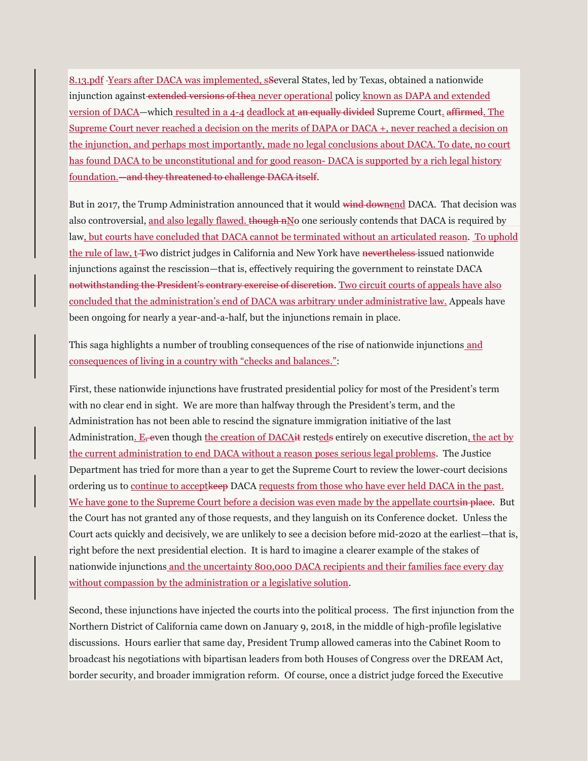8.13.pdf Years after DACA was implemented, s~~S~~everal States, led by Texas, obtained a nationwide injunction against ~~extended versions of the~~a never operational policy known as DAPA and extended version of DACA—which resulted in a 4-4 deadlock at ~~an equally divided~~ Supreme Court. ~~affirmed~~. The Supreme Court never reached a decision on the merits of DAPA or DACA +, never reached a decision on the injunction, and perhaps most importantly, made no legal conclusions about DACA. To date, no court has found DACA to be unconstitutional and for good reason- DACA is supported by a rich legal history foundation.~~—and they threatened to challenge DACA itself~~.

But in 2017, the Trump Administration announced that it would ~~wind down~~end DACA. That decision was also controversial, and also legally flawed. ~~though n~~No one seriously contends that DACA is required by law, but courts have concluded that DACA cannot be terminated without an articulated reason. To uphold the rule of law, t~~T~~wo district judges in California and New York have ~~nevertheless~~ issued nationwide injunctions against the rescission—that is, effectively requiring the government to reinstate DACA ~~notwithstanding the President's contrary exercise of discretion~~. Two circuit courts of appeals have also concluded that the administration's end of DACA was arbitrary under administrative law. Appeals have been ongoing for nearly a year-and-a-half, but the injunctions remain in place.

This saga highlights a number of troubling consequences of the rise of nationwide injunctions and consequences of living in a country with "checks and balances.":

First, these nationwide injunctions have frustrated presidential policy for most of the President's term with no clear end in sight. We are more than halfway through the President's term, and the Administration has not been able to rescind the signature immigration initiative of the last Administration. E~~, e~~ven though the creation of DACA~~it~~ rest~~ed~~s entirely on executive discretion, the act by the current administration to end DACA without a reason poses serious legal problems. The Justice Department has tried for more than a year to get the Supreme Court to review the lower-court decisions ordering us to continue to accept~~keep~~ DACA requests from those who have ever held DACA in the past. We have gone to the Supreme Court before a decision was even made by the appellate courts~~in place~~. But the Court has not granted any of those requests, and they languish on its Conference docket. Unless the Court acts quickly and decisively, we are unlikely to see a decision before mid-2020 at the earliest—that is, right before the next presidential election. It is hard to imagine a clearer example of the stakes of nationwide injunctions and the uncertainty 800,000 DACA recipients and their families face every day without compassion by the administration or a legislative solution.

Second, these injunctions have injected the courts into the political process. The first injunction from the Northern District of California came down on January 9, 2018, in the middle of high-profile legislative discussions. Hours earlier that same day, President Trump allowed cameras into the Cabinet Room to broadcast his negotiations with bipartisan leaders from both Houses of Congress over the DREAM Act, border security, and broader immigration reform. Of course, once a district judge forced the Executive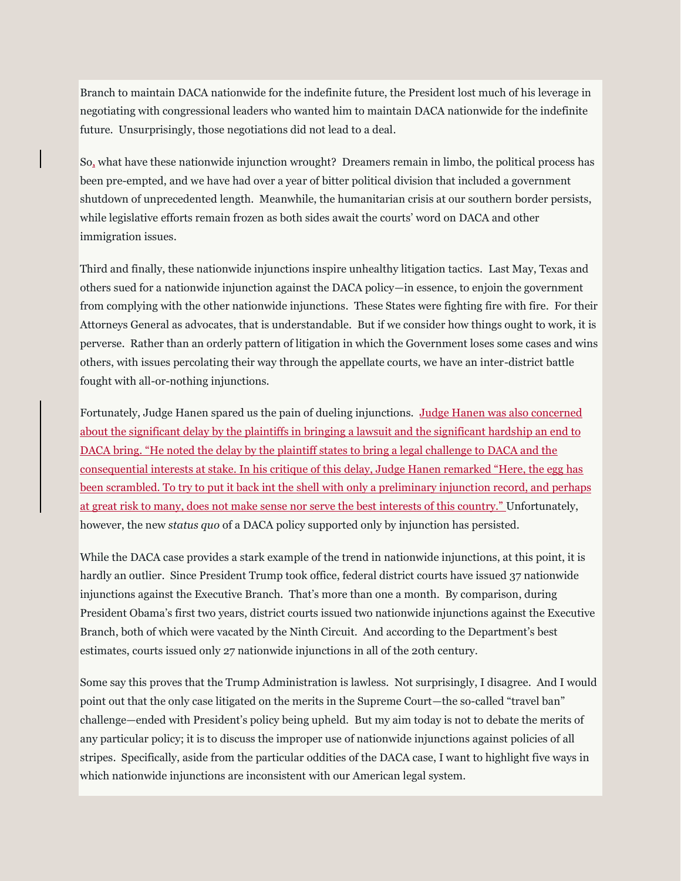Branch to maintain DACA nationwide for the indefinite future, the President lost much of his leverage in negotiating with congressional leaders who wanted him to maintain DACA nationwide for the indefinite future. Unsurprisingly, those negotiations did not lead to a deal.

So, what have these nationwide injunction wrought? Dreamers remain in limbo, the political process has been pre-empted, and we have had over a year of bitter political division that included a government shutdown of unprecedented length. Meanwhile, the humanitarian crisis at our southern border persists, while legislative efforts remain frozen as both sides await the courts' word on DACA and other immigration issues.

Third and finally, these nationwide injunctions inspire unhealthy litigation tactics. Last May, Texas and others sued for a nationwide injunction against the DACA policy—in essence, to enjoin the government from complying with the other nationwide injunctions. These States were fighting fire with fire. For their Attorneys General as advocates, that is understandable. But if we consider how things ought to work, it is perverse. Rather than an orderly pattern of litigation in which the Government loses some cases and wins others, with issues percolating their way through the appellate courts, we have an inter-district battle fought with all-or-nothing injunctions.

Fortunately, Judge Hanen spared us the pain of dueling injunctions. Judge Hanen was also concerned about the significant delay by the plaintiffs in bringing a lawsuit and the significant hardship an end to DACA bring. "He noted the delay by the plaintiff states to bring a legal challenge to DACA and the consequential interests at stake. In his critique of this delay, Judge Hanen remarked "Here, the egg has been scrambled. To try to put it back int the shell with only a preliminary injunction record, and perhaps at great risk to many, does not make sense nor serve the best interests of this country." Unfortunately, however, the new *status quo* of a DACA policy supported only by injunction has persisted.

While the DACA case provides a stark example of the trend in nationwide injunctions, at this point, it is hardly an outlier. Since President Trump took office, federal district courts have issued 37 nationwide injunctions against the Executive Branch. That's more than one a month. By comparison, during President Obama's first two years, district courts issued two nationwide injunctions against the Executive Branch, both of which were vacated by the Ninth Circuit. And according to the Department's best estimates, courts issued only 27 nationwide injunctions in all of the 20th century.

Some say this proves that the Trump Administration is lawless. Not surprisingly, I disagree. And I would point out that the only case litigated on the merits in the Supreme Court—the so-called "travel ban" challenge—ended with President's policy being upheld. But my aim today is not to debate the merits of any particular policy; it is to discuss the improper use of nationwide injunctions against policies of all stripes. Specifically, aside from the particular oddities of the DACA case, I want to highlight five ways in which nationwide injunctions are inconsistent with our American legal system.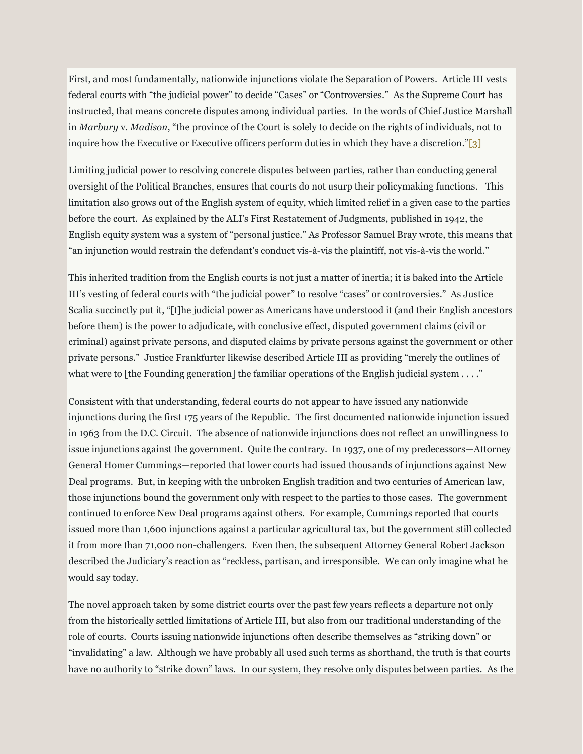First, and most fundamentally, nationwide injunctions violate the Separation of Powers. Article III vests federal courts with "the judicial power" to decide "Cases" or "Controversies." As the Supreme Court has instructed, that means concrete disputes among individual parties. In the words of Chief Justice Marshall in *Marbury* v. *Madison*, "the province of the Court is solely to decide on the rights of individuals, not to inquire how the Executive or Executive officers perform duties in which they have a discretion."[3]

Limiting judicial power to resolving concrete disputes between parties, rather than conducting general oversight of the Political Branches, ensures that courts do not usurp their policymaking functions. This limitation also grows out of the English system of equity, which limited relief in a given case to the parties before the court. As explained by the ALI's First Restatement of Judgments, published in 1942, the English equity system was a system of "personal justice." As Professor Samuel Bray wrote, this means that "an injunction would restrain the defendant's conduct vis-à-vis the plaintiff, not vis-à-vis the world."

This inherited tradition from the English courts is not just a matter of inertia; it is baked into the Article III's vesting of federal courts with "the judicial power" to resolve "cases" or controversies." As Justice Scalia succinctly put it, "[t]he judicial power as Americans have understood it (and their English ancestors before them) is the power to adjudicate, with conclusive effect, disputed government claims (civil or criminal) against private persons, and disputed claims by private persons against the government or other private persons." Justice Frankfurter likewise described Article III as providing "merely the outlines of what were to [the Founding generation] the familiar operations of the English judicial system . . . ."

Consistent with that understanding, federal courts do not appear to have issued any nationwide injunctions during the first 175 years of the Republic. The first documented nationwide injunction issued in 1963 from the D.C. Circuit. The absence of nationwide injunctions does not reflect an unwillingness to issue injunctions against the government. Quite the contrary. In 1937, one of my predecessors—Attorney General Homer Cummings—reported that lower courts had issued thousands of injunctions against New Deal programs. But, in keeping with the unbroken English tradition and two centuries of American law, those injunctions bound the government only with respect to the parties to those cases. The government continued to enforce New Deal programs against others. For example, Cummings reported that courts issued more than 1,600 injunctions against a particular agricultural tax, but the government still collected it from more than 71,000 non-challengers. Even then, the subsequent Attorney General Robert Jackson described the Judiciary's reaction as "reckless, partisan, and irresponsible. We can only imagine what he would say today.

The novel approach taken by some district courts over the past few years reflects a departure not only from the historically settled limitations of Article III, but also from our traditional understanding of the role of courts. Courts issuing nationwide injunctions often describe themselves as "striking down" or "invalidating" a law. Although we have probably all used such terms as shorthand, the truth is that courts have no authority to "strike down" laws. In our system, they resolve only disputes between parties. As the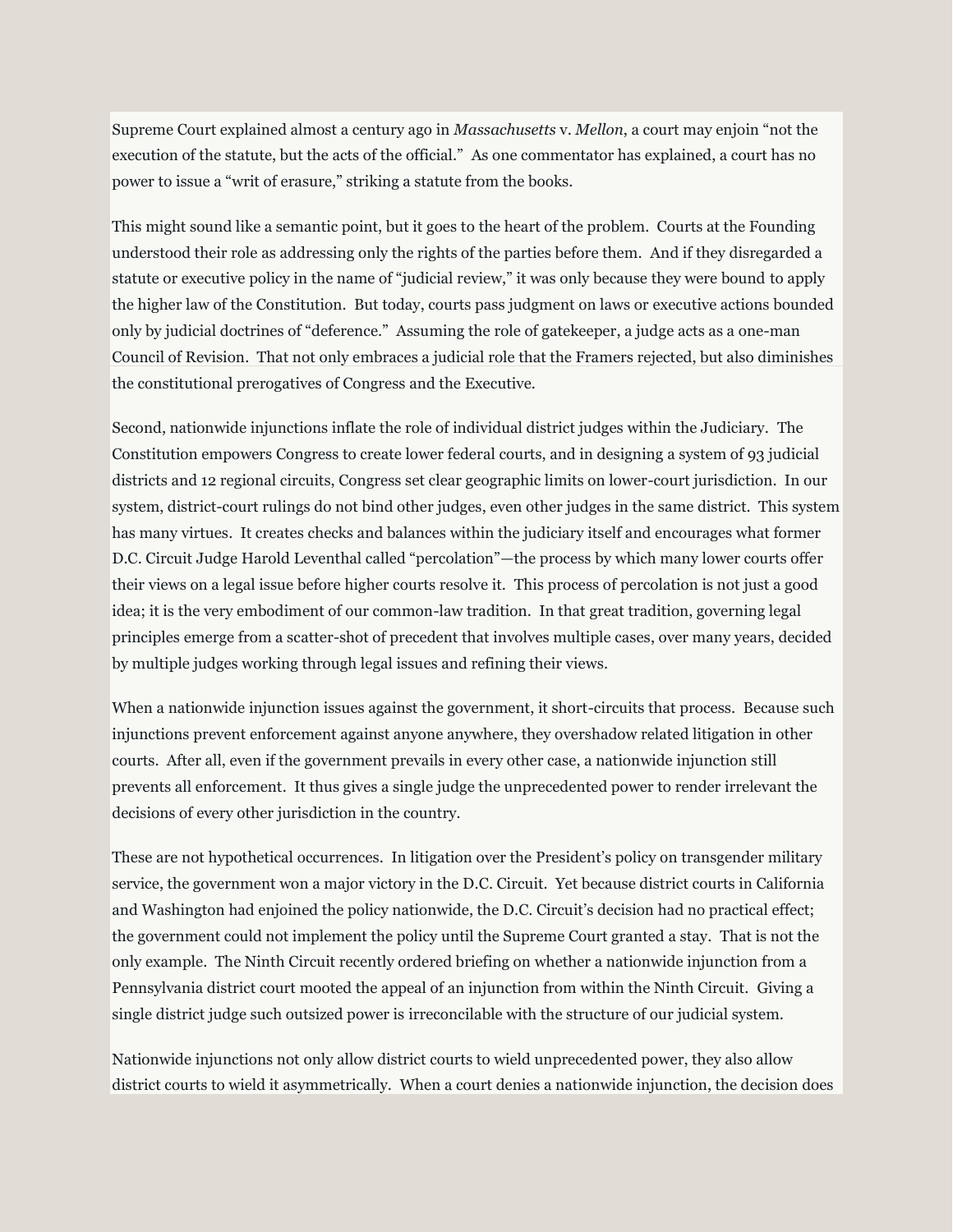Supreme Court explained almost a century ago in *Massachusetts* v. *Mellon*, a court may enjoin "not the execution of the statute, but the acts of the official." As one commentator has explained, a court has no power to issue a "writ of erasure," striking a statute from the books.

This might sound like a semantic point, but it goes to the heart of the problem. Courts at the Founding understood their role as addressing only the rights of the parties before them. And if they disregarded a statute or executive policy in the name of "judicial review," it was only because they were bound to apply the higher law of the Constitution. But today, courts pass judgment on laws or executive actions bounded only by judicial doctrines of "deference." Assuming the role of gatekeeper, a judge acts as a one-man Council of Revision. That not only embraces a judicial role that the Framers rejected, but also diminishes the constitutional prerogatives of Congress and the Executive.

Second, nationwide injunctions inflate the role of individual district judges within the Judiciary. The Constitution empowers Congress to create lower federal courts, and in designing a system of 93 judicial districts and 12 regional circuits, Congress set clear geographic limits on lower-court jurisdiction. In our system, district-court rulings do not bind other judges, even other judges in the same district. This system has many virtues. It creates checks and balances within the judiciary itself and encourages what former D.C. Circuit Judge Harold Leventhal called "percolation"—the process by which many lower courts offer their views on a legal issue before higher courts resolve it. This process of percolation is not just a good idea; it is the very embodiment of our common-law tradition. In that great tradition, governing legal principles emerge from a scatter-shot of precedent that involves multiple cases, over many years, decided by multiple judges working through legal issues and refining their views.

When a nationwide injunction issues against the government, it short-circuits that process. Because such injunctions prevent enforcement against anyone anywhere, they overshadow related litigation in other courts. After all, even if the government prevails in every other case, a nationwide injunction still prevents all enforcement. It thus gives a single judge the unprecedented power to render irrelevant the decisions of every other jurisdiction in the country.

These are not hypothetical occurrences. In litigation over the President's policy on transgender military service, the government won a major victory in the D.C. Circuit. Yet because district courts in California and Washington had enjoined the policy nationwide, the D.C. Circuit's decision had no practical effect; the government could not implement the policy until the Supreme Court granted a stay. That is not the only example. The Ninth Circuit recently ordered briefing on whether a nationwide injunction from a Pennsylvania district court mooted the appeal of an injunction from within the Ninth Circuit. Giving a single district judge such outsized power is irreconcilable with the structure of our judicial system.

Nationwide injunctions not only allow district courts to wield unprecedented power, they also allow district courts to wield it asymmetrically. When a court denies a nationwide injunction, the decision does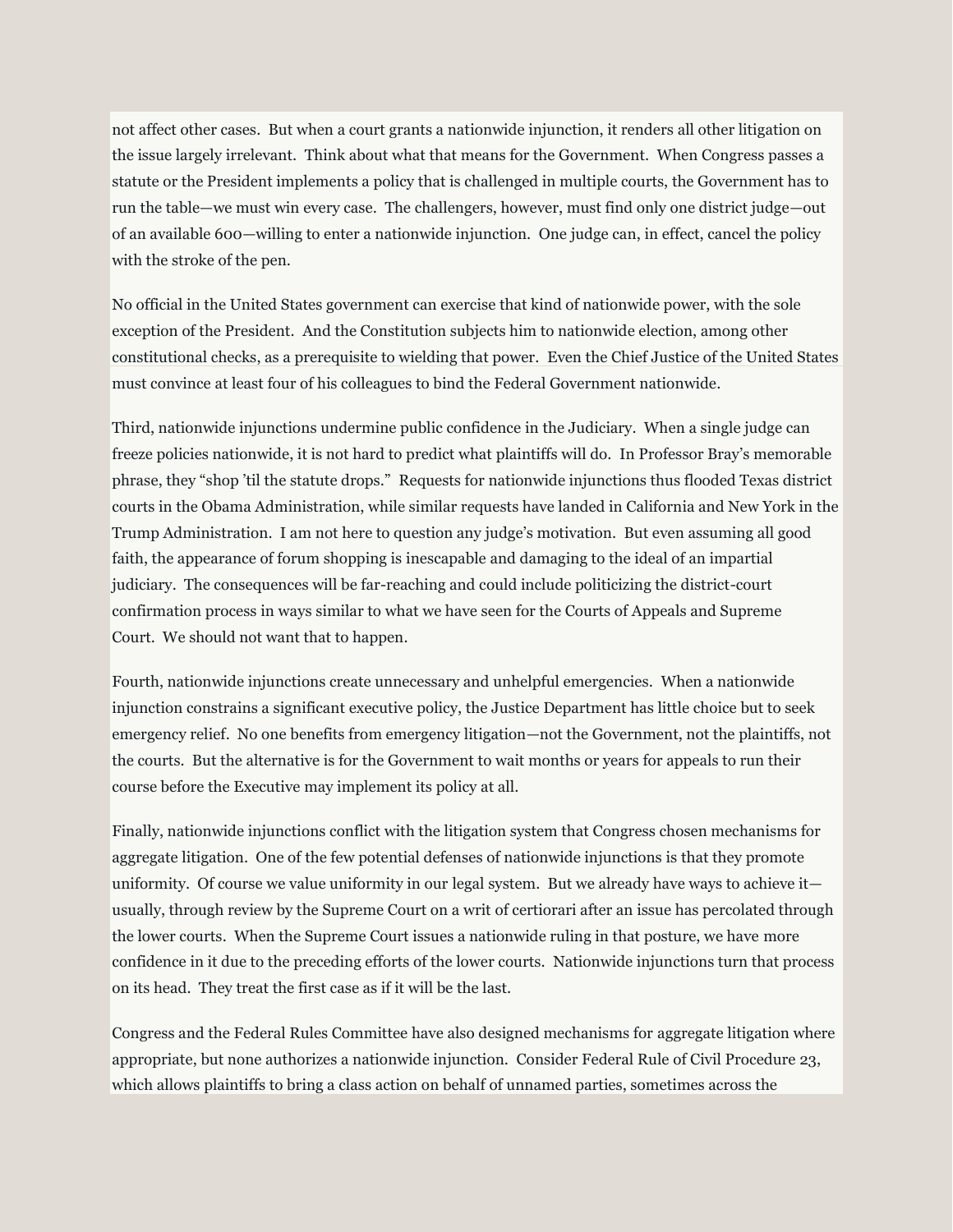not affect other cases. But when a court grants a nationwide injunction, it renders all other litigation on the issue largely irrelevant. Think about what that means for the Government. When Congress passes a statute or the President implements a policy that is challenged in multiple courts, the Government has to run the table—we must win every case. The challengers, however, must find only one district judge—out of an available 600—willing to enter a nationwide injunction. One judge can, in effect, cancel the policy with the stroke of the pen.

No official in the United States government can exercise that kind of nationwide power, with the sole exception of the President. And the Constitution subjects him to nationwide election, among other constitutional checks, as a prerequisite to wielding that power. Even the Chief Justice of the United States must convince at least four of his colleagues to bind the Federal Government nationwide.

Third, nationwide injunctions undermine public confidence in the Judiciary. When a single judge can freeze policies nationwide, it is not hard to predict what plaintiffs will do. In Professor Bray's memorable phrase, they "shop 'til the statute drops." Requests for nationwide injunctions thus flooded Texas district courts in the Obama Administration, while similar requests have landed in California and New York in the Trump Administration. I am not here to question any judge's motivation. But even assuming all good faith, the appearance of forum shopping is inescapable and damaging to the ideal of an impartial judiciary. The consequences will be far-reaching and could include politicizing the district-court confirmation process in ways similar to what we have seen for the Courts of Appeals and Supreme Court. We should not want that to happen.

Fourth, nationwide injunctions create unnecessary and unhelpful emergencies. When a nationwide injunction constrains a significant executive policy, the Justice Department has little choice but to seek emergency relief. No one benefits from emergency litigation—not the Government, not the plaintiffs, not the courts. But the alternative is for the Government to wait months or years for appeals to run their course before the Executive may implement its policy at all.

Finally, nationwide injunctions conflict with the litigation system that Congress chosen mechanisms for aggregate litigation. One of the few potential defenses of nationwide injunctions is that they promote uniformity. Of course we value uniformity in our legal system. But we already have ways to achieve it—usually, through review by the Supreme Court on a writ of certiorari after an issue has percolated through the lower courts. When the Supreme Court issues a nationwide ruling in that posture, we have more confidence in it due to the preceding efforts of the lower courts. Nationwide injunctions turn that process on its head. They treat the first case as if it will be the last.

Congress and the Federal Rules Committee have also designed mechanisms for aggregate litigation where appropriate, but none authorizes a nationwide injunction. Consider Federal Rule of Civil Procedure 23, which allows plaintiffs to bring a class action on behalf of unnamed parties, sometimes across the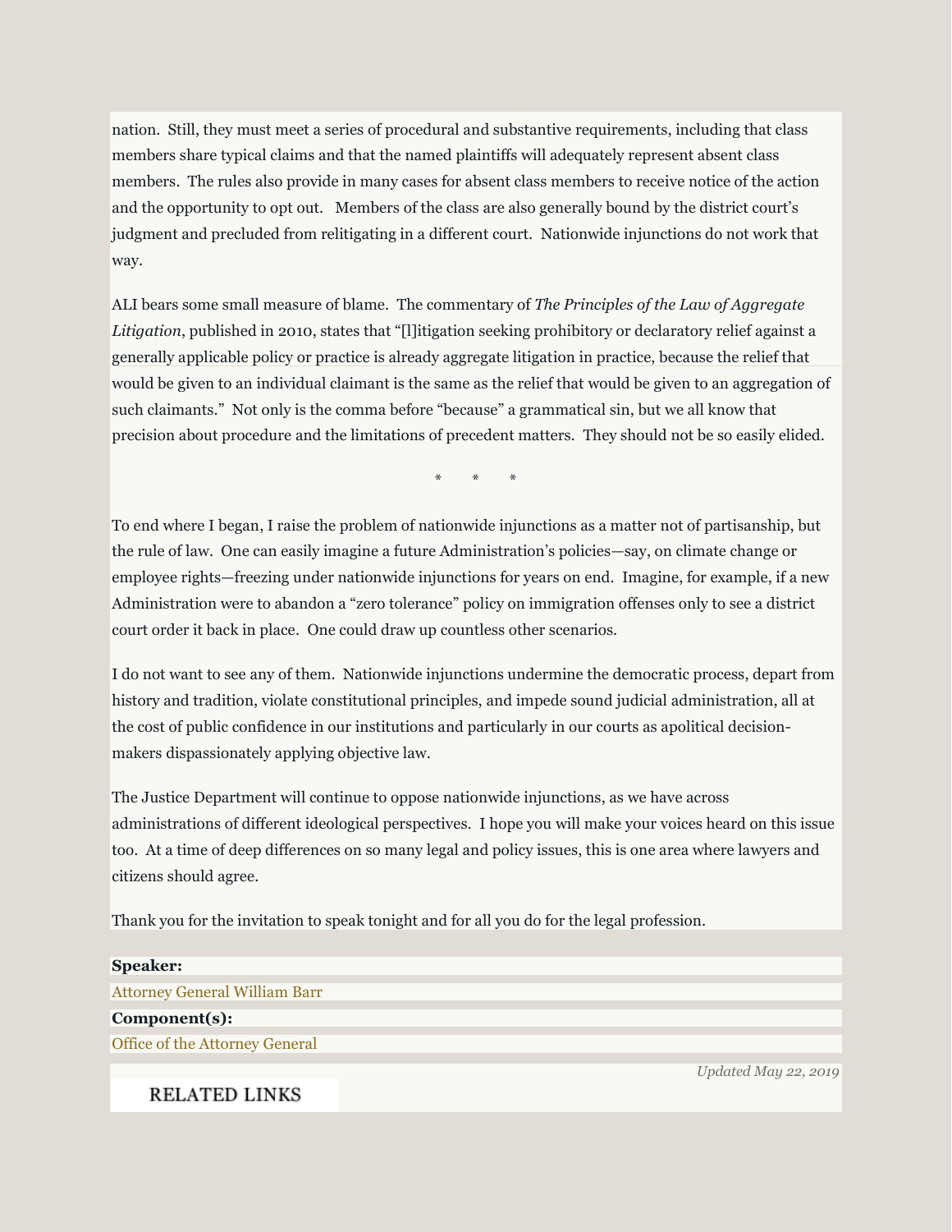nation. Still, they must meet a series of procedural and substantive requirements, including that class members share typical claims and that the named plaintiffs will adequately represent absent class members. The rules also provide in many cases for absent class members to receive notice of the action and the opportunity to opt out. Members of the class are also generally bound by the district court's judgment and precluded from relitigating in a different court. Nationwide injunctions do not work that way.

ALI bears some small measure of blame. The commentary of *The Principles of the Law of Aggregate Litigation*, published in 2010, states that "[l]itigation seeking prohibitory or declaratory relief against a generally applicable policy or practice is already aggregate litigation in practice, because the relief that would be given to an individual claimant is the same as the relief that would be given to an aggregation of such claimants." Not only is the comma before "because" a grammatical sin, but we all know that precision about procedure and the limitations of precedent matters. They should not be so easily elided.

\* \* \*

To end where I began, I raise the problem of nationwide injunctions as a matter not of partisanship, but the rule of law. One can easily imagine a future Administration's policies—say, on climate change or employee rights—freezing under nationwide injunctions for years on end. Imagine, for example, if a new Administration were to abandon a "zero tolerance" policy on immigration offenses only to see a district court order it back in place. One could draw up countless other scenarios.

I do not want to see any of them. Nationwide injunctions undermine the democratic process, depart from history and tradition, violate constitutional principles, and impede sound judicial administration, all at the cost of public confidence in our institutions and particularly in our courts as apolitical decision-makers dispassionately applying objective law.

The Justice Department will continue to oppose nationwide injunctions, as we have across administrations of different ideological perspectives. I hope you will make your voices heard on this issue too. At a time of deep differences on so many legal and policy issues, this is one area where lawyers and citizens should agree.

Thank you for the invitation to speak tonight and for all you do for the legal profession.

**Speaker:**

Attorney General William Barr

**Component(s):**

Office of the Attorney General

*Updated May 22, 2019*

RELATED LINKS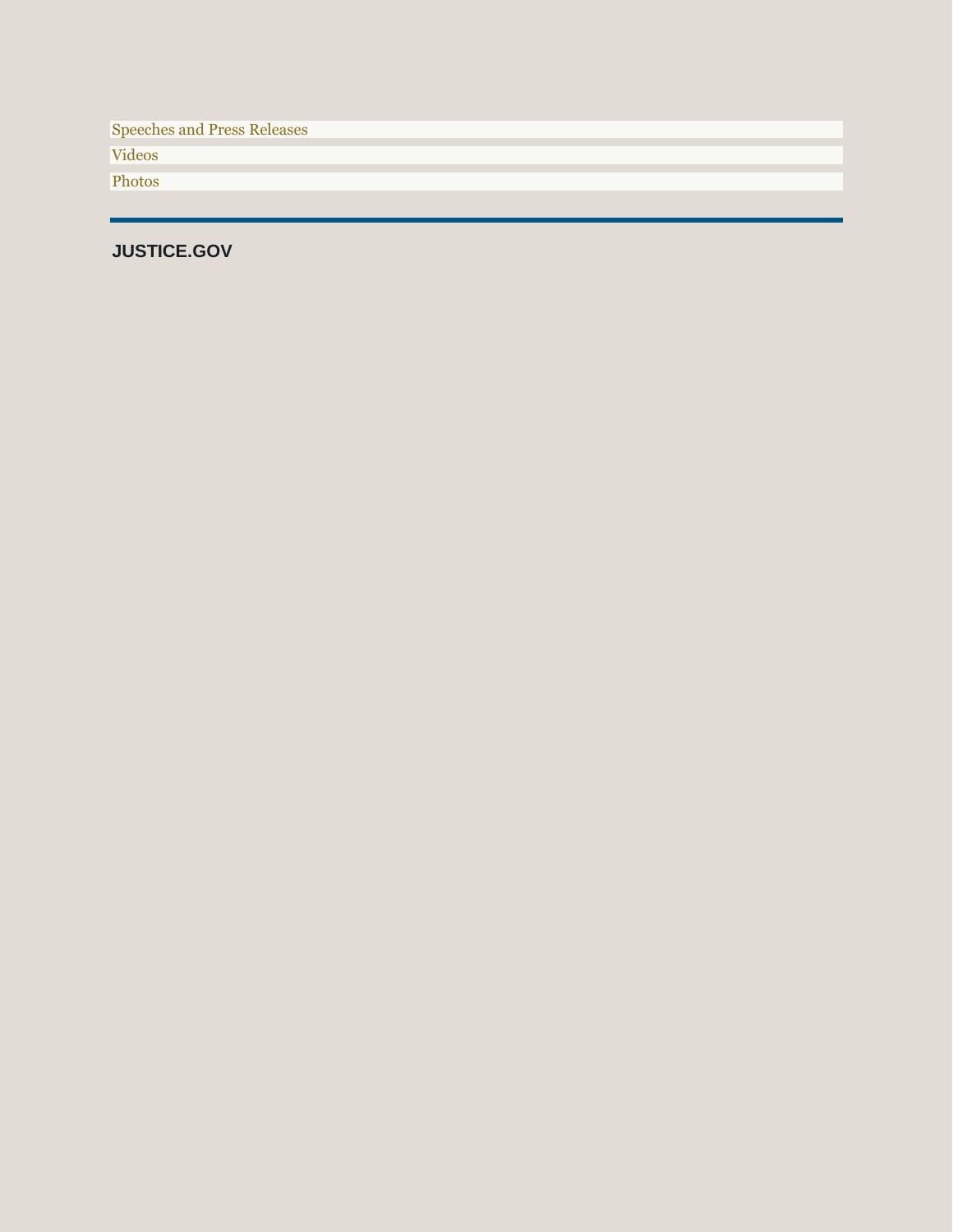Speeches and Press Releases

Videos

Photos

---

**JUSTICE.GOV**